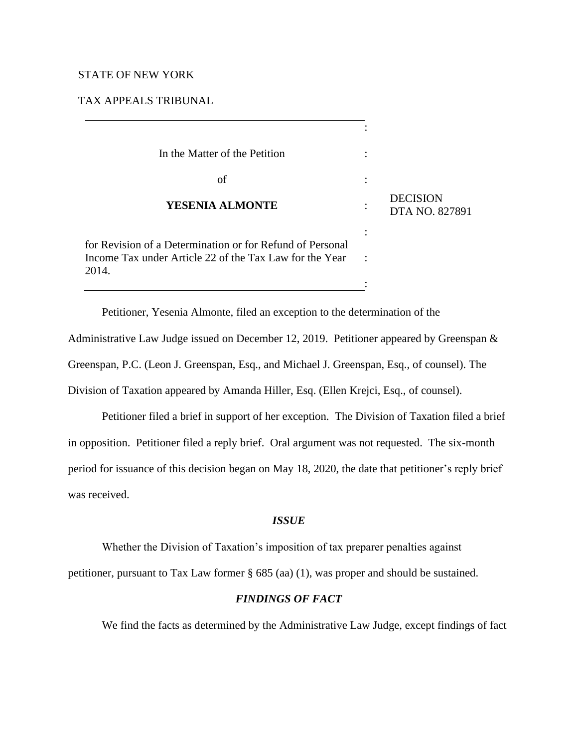STATE OF NEW YORK

TAX APPEALS TRIBUNAL

| | | |
|---|---|---|
| In the Matter of the Petition | : | |
| of | : | |
| **YESENIA ALMONTE** | : | DECISION DTA NO. 827891 |
| for Revision of a Determination or for Refund of Personal Income Tax under Article 22 of the Tax Law for the Year 2014. | : | |

Petitioner, Yesenia Almonte, filed an exception to the determination of the Administrative Law Judge issued on December 12, 2019. Petitioner appeared by Greenspan & Greenspan, P.C. (Leon J. Greenspan, Esq., and Michael J. Greenspan, Esq., of counsel). The Division of Taxation appeared by Amanda Hiller, Esq. (Ellen Krejci, Esq., of counsel).

Petitioner filed a brief in support of her exception. The Division of Taxation filed a brief in opposition. Petitioner filed a reply brief. Oral argument was not requested. The six-month period for issuance of this decision began on May 18, 2020, the date that petitioner's reply brief was received.

## *ISSUE*

Whether the Division of Taxation's imposition of tax preparer penalties against petitioner, pursuant to Tax Law former § 685 (aa) (1), was proper and should be sustained.

## *FINDINGS OF FACT*

We find the facts as determined by the Administrative Law Judge, except findings of fact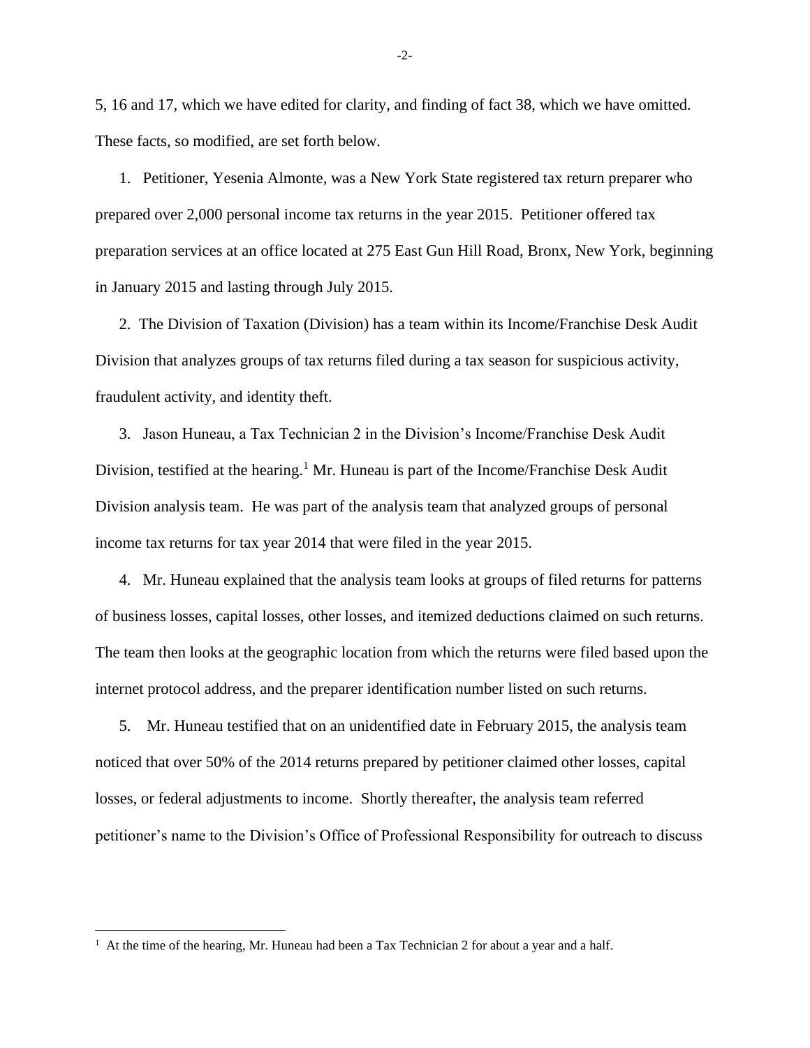5, 16 and 17, which we have edited for clarity, and finding of fact 38, which we have omitted. These facts, so modified, are set forth below.

1. Petitioner, Yesenia Almonte, was a New York State registered tax return preparer who prepared over 2,000 personal income tax returns in the year 2015. Petitioner offered tax preparation services at an office located at 275 East Gun Hill Road, Bronx, New York, beginning in January 2015 and lasting through July 2015.

2. The Division of Taxation (Division) has a team within its Income/Franchise Desk Audit Division that analyzes groups of tax returns filed during a tax season for suspicious activity, fraudulent activity, and identity theft.

3. Jason Huneau, a Tax Technician 2 in the Division's Income/Franchise Desk Audit Division, testified at the hearing.[1] Mr. Huneau is part of the Income/Franchise Desk Audit Division analysis team. He was part of the analysis team that analyzed groups of personal income tax returns for tax year 2014 that were filed in the year 2015.

4. Mr. Huneau explained that the analysis team looks at groups of filed returns for patterns of business losses, capital losses, other losses, and itemized deductions claimed on such returns. The team then looks at the geographic location from which the returns were filed based upon the internet protocol address, and the preparer identification number listed on such returns.

5. Mr. Huneau testified that on an unidentified date in February 2015, the analysis team noticed that over 50% of the 2014 returns prepared by petitioner claimed other losses, capital losses, or federal adjustments to income. Shortly thereafter, the analysis team referred petitioner's name to the Division's Office of Professional Responsibility for outreach to discuss

---

[1] At the time of the hearing, Mr. Huneau had been a Tax Technician 2 for about a year and a half.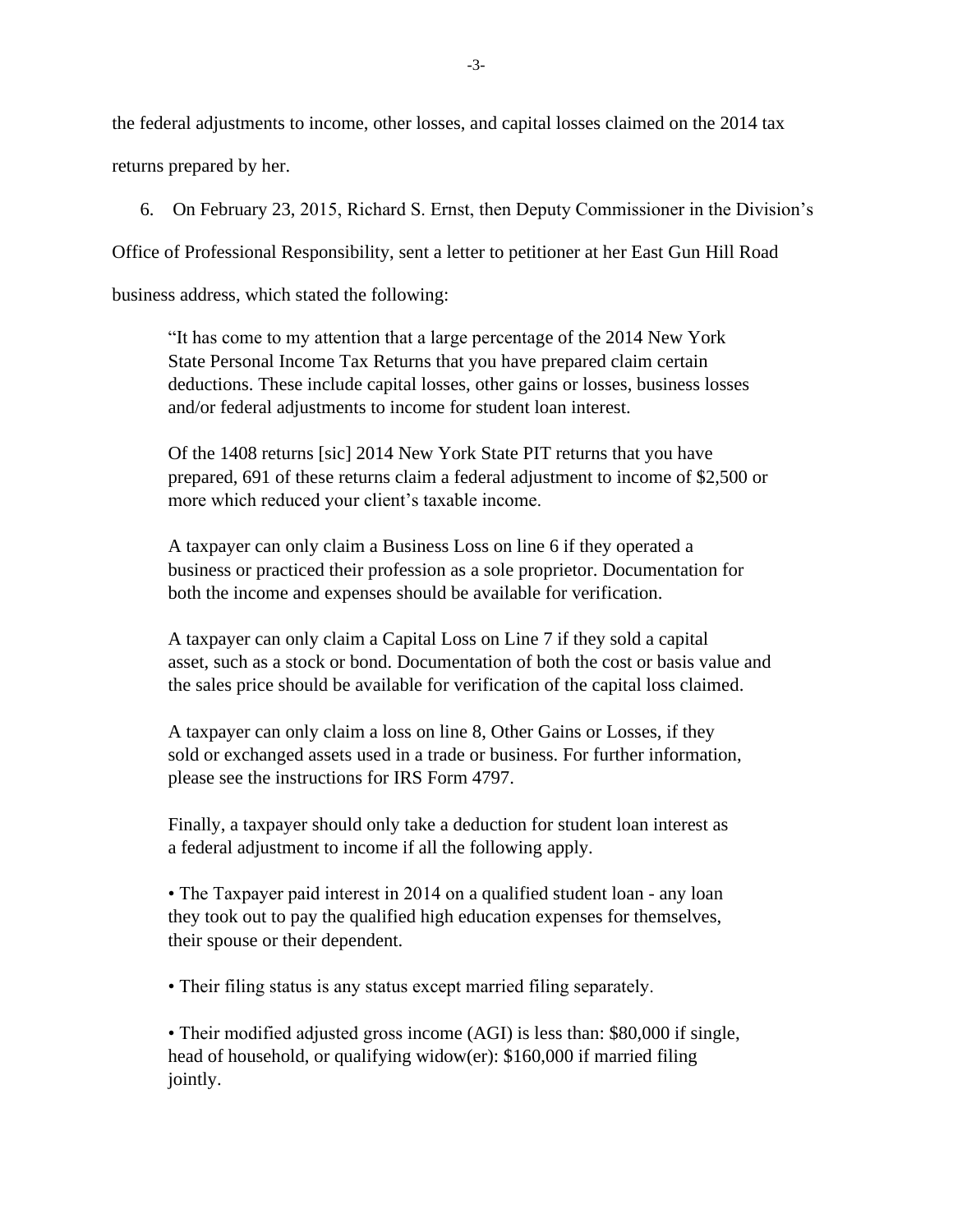the federal adjustments to income, other losses, and capital losses claimed on the 2014 tax returns prepared by her.

6. On February 23, 2015, Richard S. Ernst, then Deputy Commissioner in the Division's Office of Professional Responsibility, sent a letter to petitioner at her East Gun Hill Road business address, which stated the following:

> "It has come to my attention that a large percentage of the 2014 New York State Personal Income Tax Returns that you have prepared claim certain deductions. These include capital losses, other gains or losses, business losses and/or federal adjustments to income for student loan interest.
>
> Of the 1408 returns [sic] 2014 New York State PIT returns that you have prepared, 691 of these returns claim a federal adjustment to income of $2,500 or more which reduced your client's taxable income.
>
> A taxpayer can only claim a Business Loss on line 6 if they operated a business or practiced their profession as a sole proprietor. Documentation for both the income and expenses should be available for verification.
>
> A taxpayer can only claim a Capital Loss on Line 7 if they sold a capital asset, such as a stock or bond. Documentation of both the cost or basis value and the sales price should be available for verification of the capital loss claimed.
>
> A taxpayer can only claim a loss on line 8, Other Gains or Losses, if they sold or exchanged assets used in a trade or business. For further information, please see the instructions for IRS Form 4797.
>
> Finally, a taxpayer should only take a deduction for student loan interest as a federal adjustment to income if all the following apply.
>
> • The Taxpayer paid interest in 2014 on a qualified student loan - any loan they took out to pay the qualified high education expenses for themselves, their spouse or their dependent.
>
> • Their filing status is any status except married filing separately.
>
> • Their modified adjusted gross income (AGI) is less than: $80,000 if single, head of household, or qualifying widow(er): $160,000 if married filing jointly.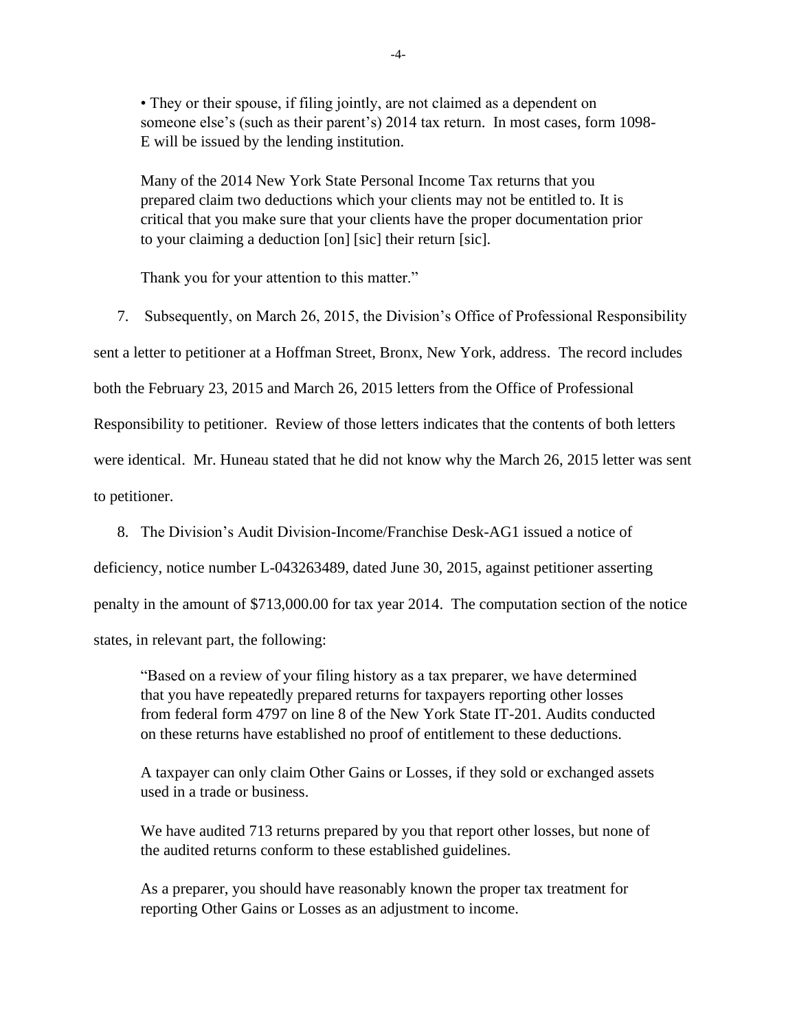> • They or their spouse, if filing jointly, are not claimed as a dependent on someone else's (such as their parent's) 2014 tax return. In most cases, form 1098-E will be issued by the lending institution.
>
> Many of the 2014 New York State Personal Income Tax returns that you prepared claim two deductions which your clients may not be entitled to. It is critical that you make sure that your clients have the proper documentation prior to your claiming a deduction [on] [sic] their return [sic].
>
> Thank you for your attention to this matter."

7. Subsequently, on March 26, 2015, the Division's Office of Professional Responsibility sent a letter to petitioner at a Hoffman Street, Bronx, New York, address. The record includes both the February 23, 2015 and March 26, 2015 letters from the Office of Professional Responsibility to petitioner. Review of those letters indicates that the contents of both letters were identical. Mr. Huneau stated that he did not know why the March 26, 2015 letter was sent to petitioner.

8. The Division's Audit Division-Income/Franchise Desk-AG1 issued a notice of deficiency, notice number L-043263489, dated June 30, 2015, against petitioner asserting penalty in the amount of $713,000.00 for tax year 2014. The computation section of the notice states, in relevant part, the following:

> "Based on a review of your filing history as a tax preparer, we have determined that you have repeatedly prepared returns for taxpayers reporting other losses from federal form 4797 on line 8 of the New York State IT-201. Audits conducted on these returns have established no proof of entitlement to these deductions.
>
> A taxpayer can only claim Other Gains or Losses, if they sold or exchanged assets used in a trade or business.
>
> We have audited 713 returns prepared by you that report other losses, but none of the audited returns conform to these established guidelines.
>
> As a preparer, you should have reasonably known the proper tax treatment for reporting Other Gains or Losses as an adjustment to income.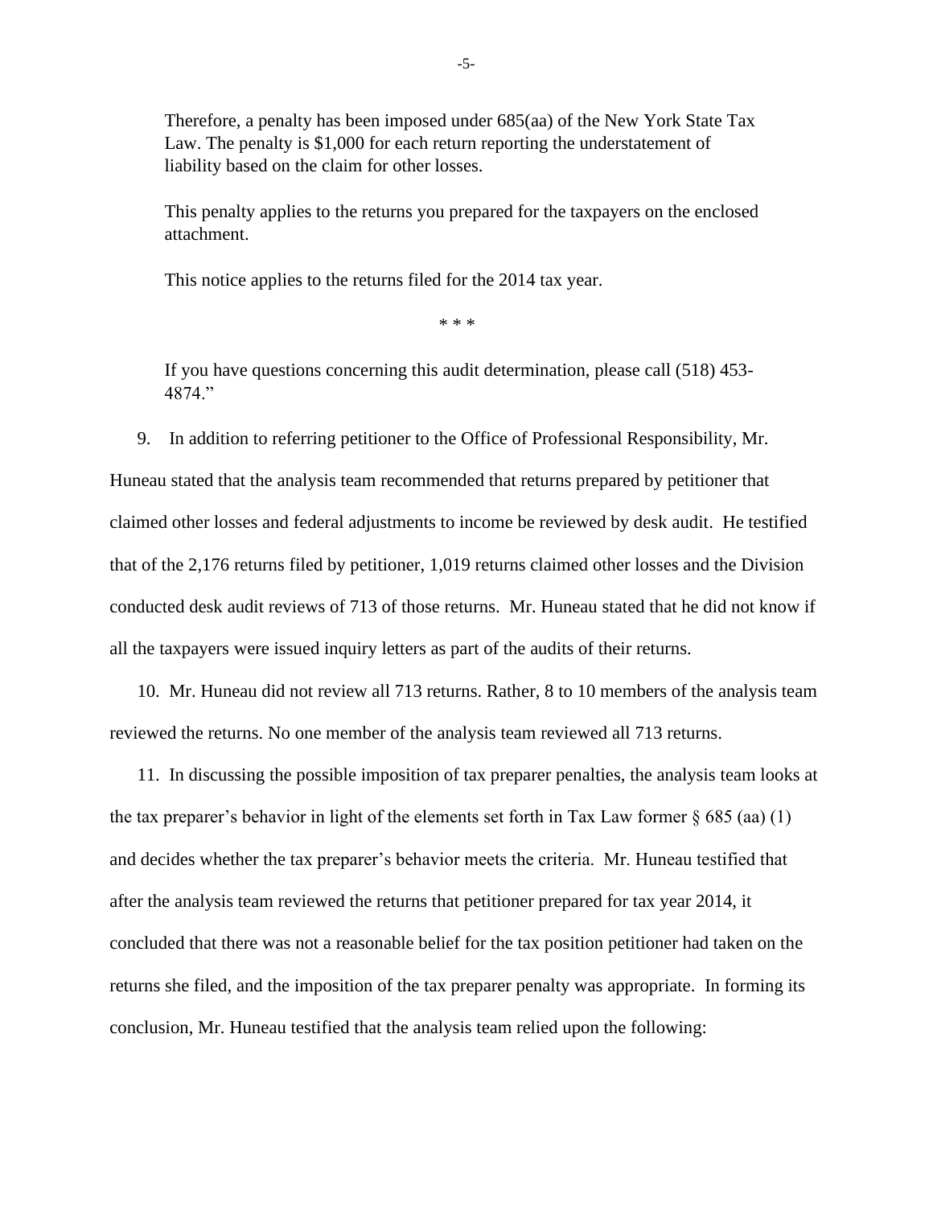> Therefore, a penalty has been imposed under 685(aa) of the New York State Tax Law. The penalty is $1,000 for each return reporting the understatement of liability based on the claim for other losses.
>
> This penalty applies to the returns you prepared for the taxpayers on the enclosed attachment.
>
> This notice applies to the returns filed for the 2014 tax year.
>
> \* \* \*
>
> If you have questions concerning this audit determination, please call (518) 453-4874."

9. In addition to referring petitioner to the Office of Professional Responsibility, Mr. Huneau stated that the analysis team recommended that returns prepared by petitioner that claimed other losses and federal adjustments to income be reviewed by desk audit. He testified that of the 2,176 returns filed by petitioner, 1,019 returns claimed other losses and the Division conducted desk audit reviews of 713 of those returns. Mr. Huneau stated that he did not know if all the taxpayers were issued inquiry letters as part of the audits of their returns.

10. Mr. Huneau did not review all 713 returns. Rather, 8 to 10 members of the analysis team reviewed the returns. No one member of the analysis team reviewed all 713 returns.

11. In discussing the possible imposition of tax preparer penalties, the analysis team looks at the tax preparer's behavior in light of the elements set forth in Tax Law former § 685 (aa) (1) and decides whether the tax preparer's behavior meets the criteria. Mr. Huneau testified that after the analysis team reviewed the returns that petitioner prepared for tax year 2014, it concluded that there was not a reasonable belief for the tax position petitioner had taken on the returns she filed, and the imposition of the tax preparer penalty was appropriate. In forming its conclusion, Mr. Huneau testified that the analysis team relied upon the following: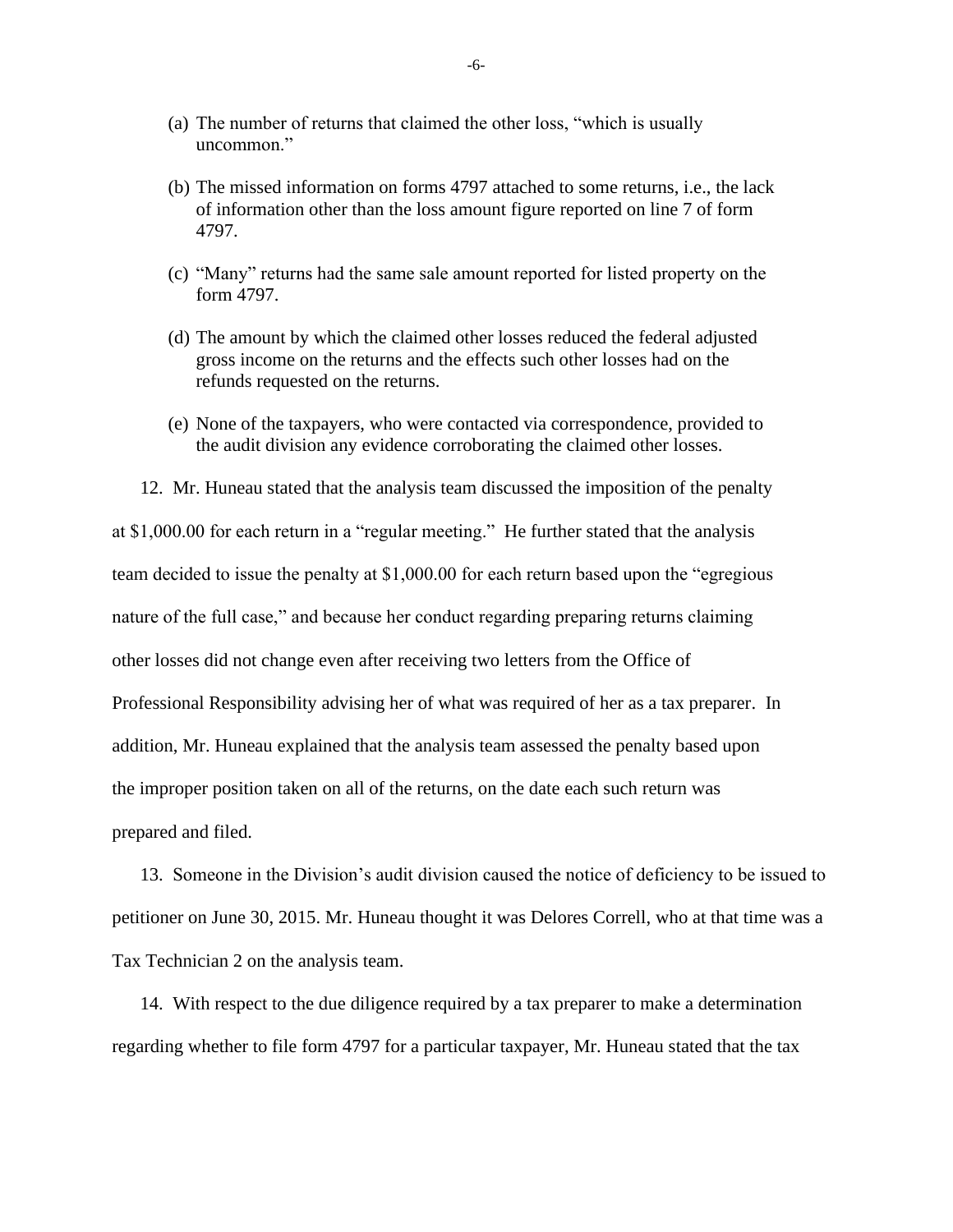(a) The number of returns that claimed the other loss, "which is usually uncommon."

(b) The missed information on forms 4797 attached to some returns, i.e., the lack of information other than the loss amount figure reported on line 7 of form 4797.

(c) "Many" returns had the same sale amount reported for listed property on the form 4797.

(d) The amount by which the claimed other losses reduced the federal adjusted gross income on the returns and the effects such other losses had on the refunds requested on the returns.

(e) None of the taxpayers, who were contacted via correspondence, provided to the audit division any evidence corroborating the claimed other losses.

12. Mr. Huneau stated that the analysis team discussed the imposition of the penalty at $1,000.00 for each return in a "regular meeting." He further stated that the analysis team decided to issue the penalty at $1,000.00 for each return based upon the "egregious nature of the full case," and because her conduct regarding preparing returns claiming other losses did not change even after receiving two letters from the Office of Professional Responsibility advising her of what was required of her as a tax preparer. In addition, Mr. Huneau explained that the analysis team assessed the penalty based upon the improper position taken on all of the returns, on the date each such return was prepared and filed.

13. Someone in the Division's audit division caused the notice of deficiency to be issued to petitioner on June 30, 2015. Mr. Huneau thought it was Delores Correll, who at that time was a Tax Technician 2 on the analysis team.

14. With respect to the due diligence required by a tax preparer to make a determination regarding whether to file form 4797 for a particular taxpayer, Mr. Huneau stated that the tax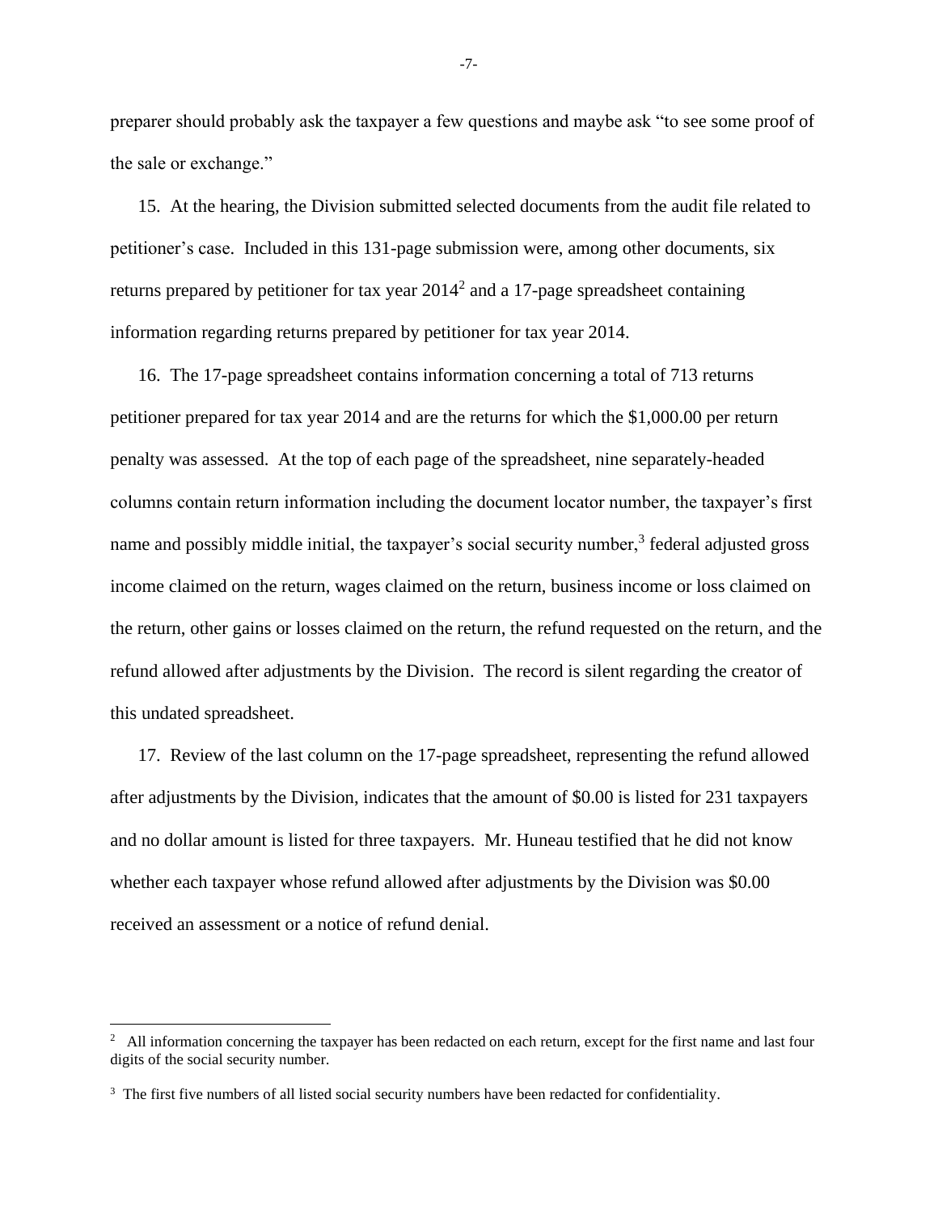preparer should probably ask the taxpayer a few questions and maybe ask "to see some proof of the sale or exchange."

15. At the hearing, the Division submitted selected documents from the audit file related to petitioner's case. Included in this 131-page submission were, among other documents, six returns prepared by petitioner for tax year 2014[2] and a 17-page spreadsheet containing information regarding returns prepared by petitioner for tax year 2014.

16. The 17-page spreadsheet contains information concerning a total of 713 returns petitioner prepared for tax year 2014 and are the returns for which the $1,000.00 per return penalty was assessed. At the top of each page of the spreadsheet, nine separately-headed columns contain return information including the document locator number, the taxpayer's first name and possibly middle initial, the taxpayer's social security number,[3] federal adjusted gross income claimed on the return, wages claimed on the return, business income or loss claimed on the return, other gains or losses claimed on the return, the refund requested on the return, and the refund allowed after adjustments by the Division. The record is silent regarding the creator of this undated spreadsheet.

17. Review of the last column on the 17-page spreadsheet, representing the refund allowed after adjustments by the Division, indicates that the amount of $0.00 is listed for 231 taxpayers and no dollar amount is listed for three taxpayers. Mr. Huneau testified that he did not know whether each taxpayer whose refund allowed after adjustments by the Division was $0.00 received an assessment or a notice of refund denial.

---

[2] All information concerning the taxpayer has been redacted on each return, except for the first name and last four digits of the social security number.

[3] The first five numbers of all listed social security numbers have been redacted for confidentiality.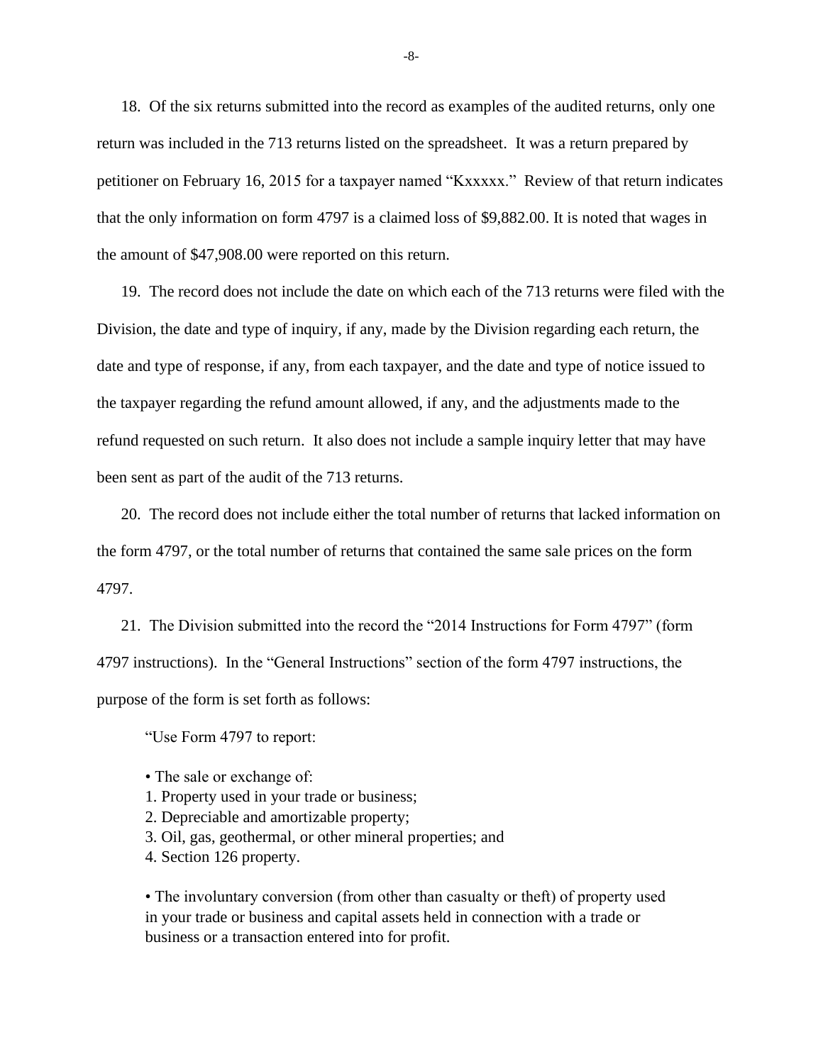18. Of the six returns submitted into the record as examples of the audited returns, only one return was included in the 713 returns listed on the spreadsheet. It was a return prepared by petitioner on February 16, 2015 for a taxpayer named "Kxxxxx." Review of that return indicates that the only information on form 4797 is a claimed loss of $9,882.00. It is noted that wages in the amount of $47,908.00 were reported on this return.

19. The record does not include the date on which each of the 713 returns were filed with the Division, the date and type of inquiry, if any, made by the Division regarding each return, the date and type of response, if any, from each taxpayer, and the date and type of notice issued to the taxpayer regarding the refund amount allowed, if any, and the adjustments made to the refund requested on such return. It also does not include a sample inquiry letter that may have been sent as part of the audit of the 713 returns.

20. The record does not include either the total number of returns that lacked information on the form 4797, or the total number of returns that contained the same sale prices on the form 4797.

21. The Division submitted into the record the "2014 Instructions for Form 4797" (form 4797 instructions). In the "General Instructions" section of the form 4797 instructions, the purpose of the form is set forth as follows:

> "Use Form 4797 to report:
>
> • The sale or exchange of:
> 1. Property used in your trade or business;
> 2. Depreciable and amortizable property;
> 3. Oil, gas, geothermal, or other mineral properties; and
> 4. Section 126 property.
>
> • The involuntary conversion (from other than casualty or theft) of property used in your trade or business and capital assets held in connection with a trade or business or a transaction entered into for profit.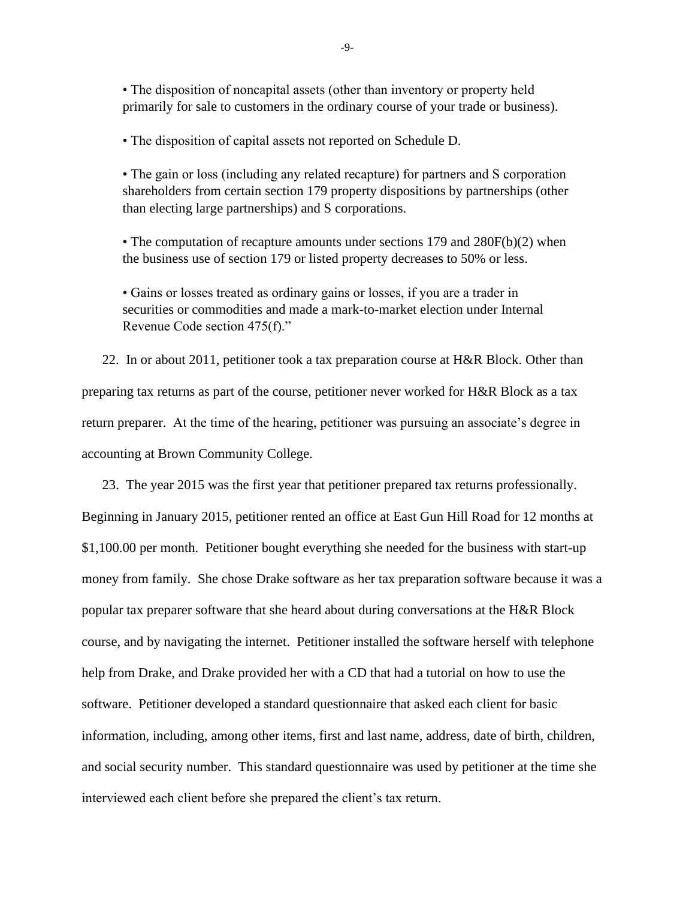• The disposition of noncapital assets (other than inventory or property held primarily for sale to customers in the ordinary course of your trade or business).

• The disposition of capital assets not reported on Schedule D.

• The gain or loss (including any related recapture) for partners and S corporation shareholders from certain section 179 property dispositions by partnerships (other than electing large partnerships) and S corporations.

• The computation of recapture amounts under sections 179 and 280F(b)(2) when the business use of section 179 or listed property decreases to 50% or less.

• Gains or losses treated as ordinary gains or losses, if you are a trader in securities or commodities and made a mark-to-market election under Internal Revenue Code section 475(f)."

22. In or about 2011, petitioner took a tax preparation course at H&R Block. Other than preparing tax returns as part of the course, petitioner never worked for H&R Block as a tax return preparer. At the time of the hearing, petitioner was pursuing an associate's degree in accounting at Brown Community College.

23. The year 2015 was the first year that petitioner prepared tax returns professionally. Beginning in January 2015, petitioner rented an office at East Gun Hill Road for 12 months at $1,100.00 per month. Petitioner bought everything she needed for the business with start-up money from family. She chose Drake software as her tax preparation software because it was a popular tax preparer software that she heard about during conversations at the H&R Block course, and by navigating the internet. Petitioner installed the software herself with telephone help from Drake, and Drake provided her with a CD that had a tutorial on how to use the software. Petitioner developed a standard questionnaire that asked each client for basic information, including, among other items, first and last name, address, date of birth, children, and social security number. This standard questionnaire was used by petitioner at the time she interviewed each client before she prepared the client's tax return.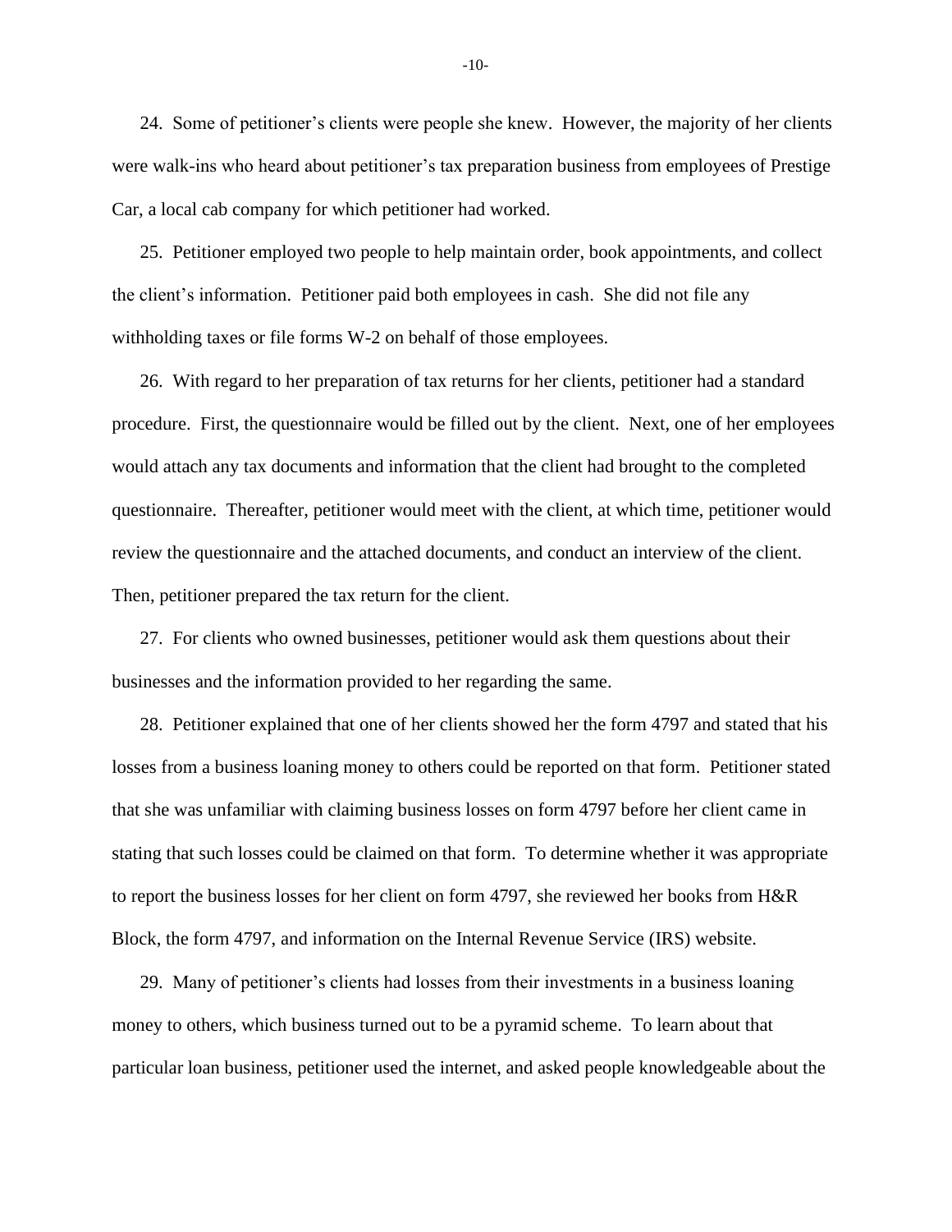24. Some of petitioner's clients were people she knew. However, the majority of her clients were walk-ins who heard about petitioner's tax preparation business from employees of Prestige Car, a local cab company for which petitioner had worked.

25. Petitioner employed two people to help maintain order, book appointments, and collect the client's information. Petitioner paid both employees in cash. She did not file any withholding taxes or file forms W-2 on behalf of those employees.

26. With regard to her preparation of tax returns for her clients, petitioner had a standard procedure. First, the questionnaire would be filled out by the client. Next, one of her employees would attach any tax documents and information that the client had brought to the completed questionnaire. Thereafter, petitioner would meet with the client, at which time, petitioner would review the questionnaire and the attached documents, and conduct an interview of the client. Then, petitioner prepared the tax return for the client.

27. For clients who owned businesses, petitioner would ask them questions about their businesses and the information provided to her regarding the same.

28. Petitioner explained that one of her clients showed her the form 4797 and stated that his losses from a business loaning money to others could be reported on that form. Petitioner stated that she was unfamiliar with claiming business losses on form 4797 before her client came in stating that such losses could be claimed on that form. To determine whether it was appropriate to report the business losses for her client on form 4797, she reviewed her books from H&R Block, the form 4797, and information on the Internal Revenue Service (IRS) website.

29. Many of petitioner's clients had losses from their investments in a business loaning money to others, which business turned out to be a pyramid scheme. To learn about that particular loan business, petitioner used the internet, and asked people knowledgeable about the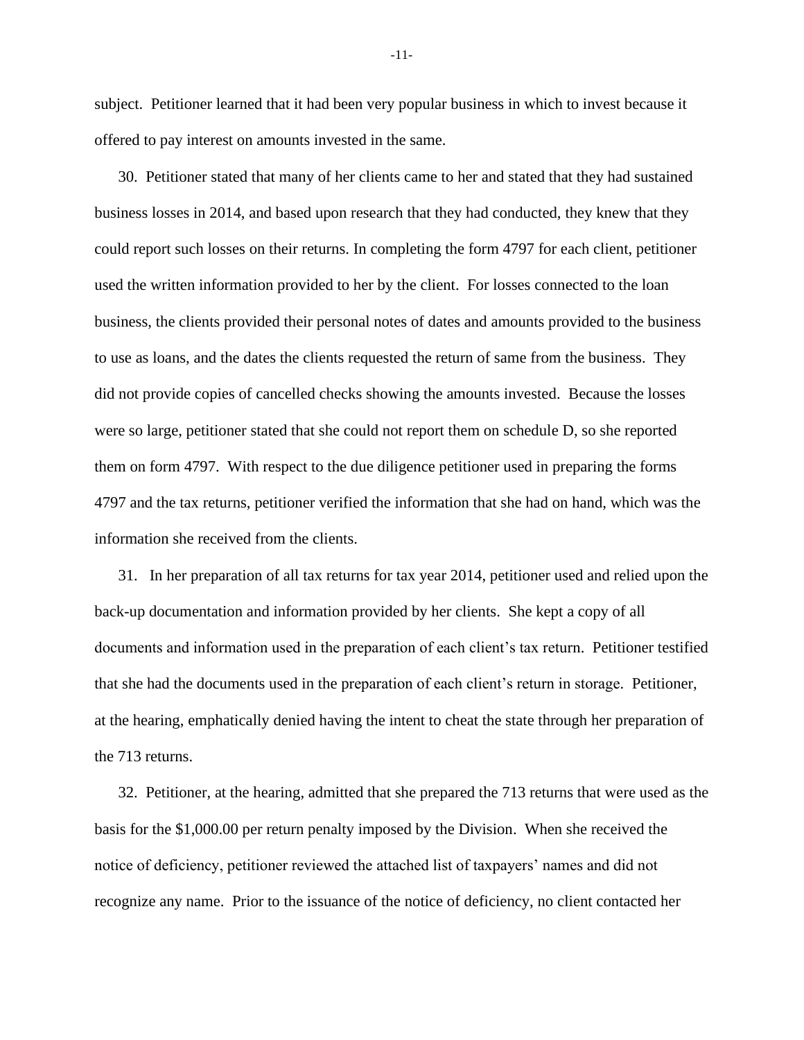subject. Petitioner learned that it had been very popular business in which to invest because it offered to pay interest on amounts invested in the same.

30. Petitioner stated that many of her clients came to her and stated that they had sustained business losses in 2014, and based upon research that they had conducted, they knew that they could report such losses on their returns. In completing the form 4797 for each client, petitioner used the written information provided to her by the client. For losses connected to the loan business, the clients provided their personal notes of dates and amounts provided to the business to use as loans, and the dates the clients requested the return of same from the business. They did not provide copies of cancelled checks showing the amounts invested. Because the losses were so large, petitioner stated that she could not report them on schedule D, so she reported them on form 4797. With respect to the due diligence petitioner used in preparing the forms 4797 and the tax returns, petitioner verified the information that she had on hand, which was the information she received from the clients.

31. In her preparation of all tax returns for tax year 2014, petitioner used and relied upon the back-up documentation and information provided by her clients. She kept a copy of all documents and information used in the preparation of each client's tax return. Petitioner testified that she had the documents used in the preparation of each client's return in storage. Petitioner, at the hearing, emphatically denied having the intent to cheat the state through her preparation of the 713 returns.

32. Petitioner, at the hearing, admitted that she prepared the 713 returns that were used as the basis for the $1,000.00 per return penalty imposed by the Division. When she received the notice of deficiency, petitioner reviewed the attached list of taxpayers' names and did not recognize any name. Prior to the issuance of the notice of deficiency, no client contacted her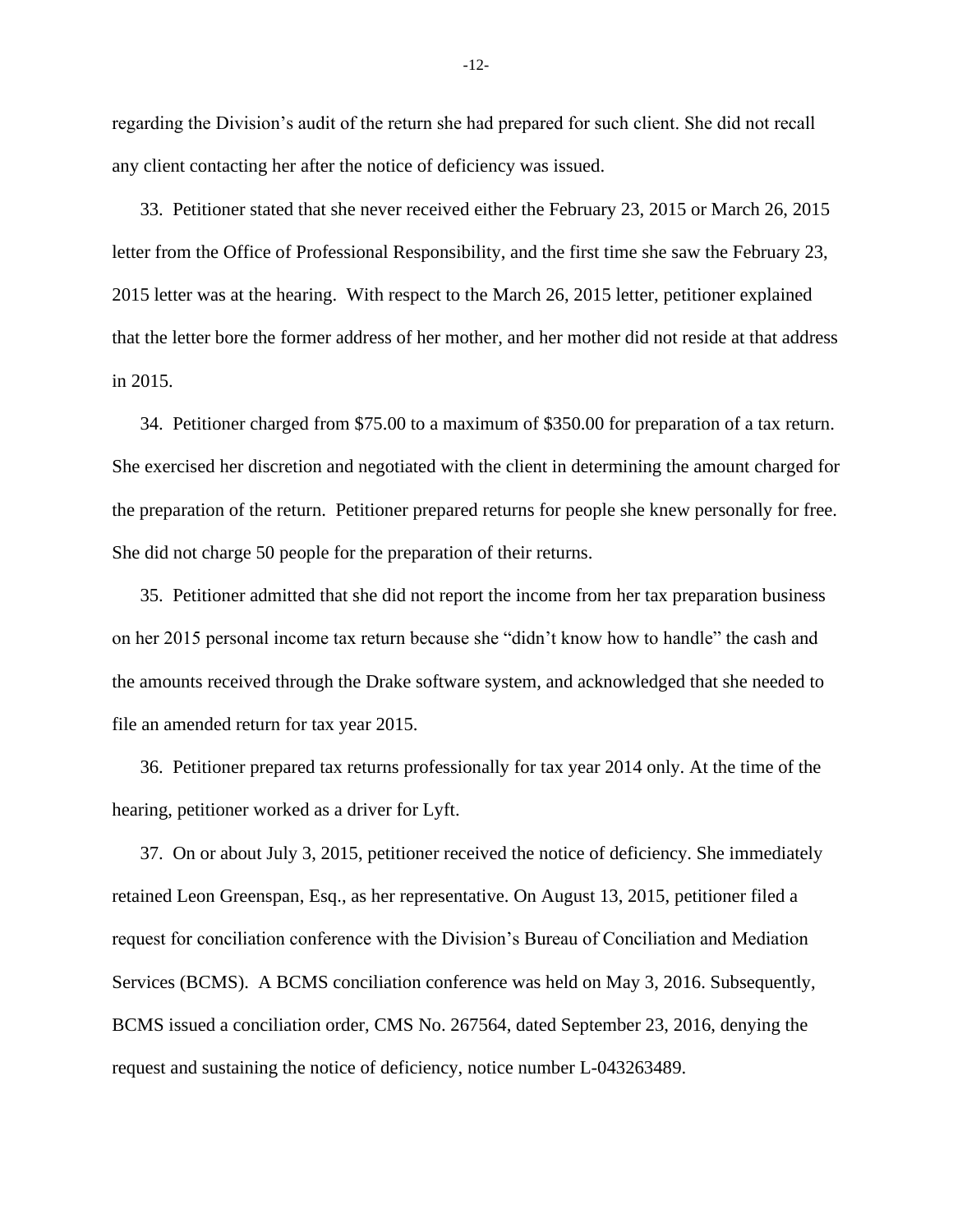regarding the Division's audit of the return she had prepared for such client. She did not recall any client contacting her after the notice of deficiency was issued.

33. Petitioner stated that she never received either the February 23, 2015 or March 26, 2015 letter from the Office of Professional Responsibility, and the first time she saw the February 23, 2015 letter was at the hearing. With respect to the March 26, 2015 letter, petitioner explained that the letter bore the former address of her mother, and her mother did not reside at that address in 2015.

34. Petitioner charged from $75.00 to a maximum of $350.00 for preparation of a tax return. She exercised her discretion and negotiated with the client in determining the amount charged for the preparation of the return. Petitioner prepared returns for people she knew personally for free. She did not charge 50 people for the preparation of their returns.

35. Petitioner admitted that she did not report the income from her tax preparation business on her 2015 personal income tax return because she "didn't know how to handle" the cash and the amounts received through the Drake software system, and acknowledged that she needed to file an amended return for tax year 2015.

36. Petitioner prepared tax returns professionally for tax year 2014 only. At the time of the hearing, petitioner worked as a driver for Lyft.

37. On or about July 3, 2015, petitioner received the notice of deficiency. She immediately retained Leon Greenspan, Esq., as her representative. On August 13, 2015, petitioner filed a request for conciliation conference with the Division's Bureau of Conciliation and Mediation Services (BCMS). A BCMS conciliation conference was held on May 3, 2016. Subsequently, BCMS issued a conciliation order, CMS No. 267564, dated September 23, 2016, denying the request and sustaining the notice of deficiency, notice number L-043263489.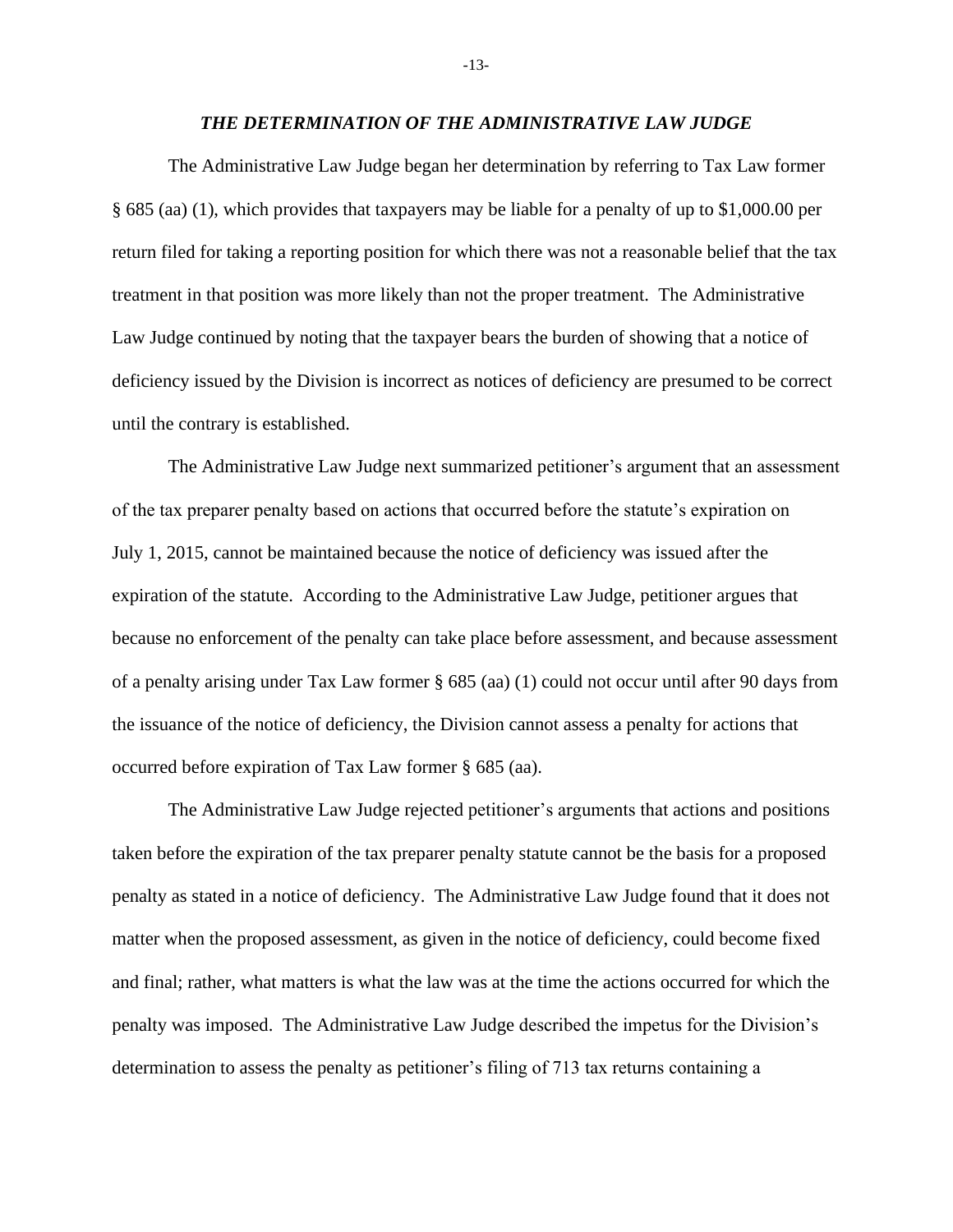### *THE DETERMINATION OF THE ADMINISTRATIVE LAW JUDGE*

The Administrative Law Judge began her determination by referring to Tax Law former § 685 (aa) (1), which provides that taxpayers may be liable for a penalty of up to $1,000.00 per return filed for taking a reporting position for which there was not a reasonable belief that the tax treatment in that position was more likely than not the proper treatment. The Administrative Law Judge continued by noting that the taxpayer bears the burden of showing that a notice of deficiency issued by the Division is incorrect as notices of deficiency are presumed to be correct until the contrary is established.

The Administrative Law Judge next summarized petitioner's argument that an assessment of the tax preparer penalty based on actions that occurred before the statute's expiration on July 1, 2015, cannot be maintained because the notice of deficiency was issued after the expiration of the statute. According to the Administrative Law Judge, petitioner argues that because no enforcement of the penalty can take place before assessment, and because assessment of a penalty arising under Tax Law former § 685 (aa) (1) could not occur until after 90 days from the issuance of the notice of deficiency, the Division cannot assess a penalty for actions that occurred before expiration of Tax Law former § 685 (aa).

The Administrative Law Judge rejected petitioner's arguments that actions and positions taken before the expiration of the tax preparer penalty statute cannot be the basis for a proposed penalty as stated in a notice of deficiency. The Administrative Law Judge found that it does not matter when the proposed assessment, as given in the notice of deficiency, could become fixed and final; rather, what matters is what the law was at the time the actions occurred for which the penalty was imposed. The Administrative Law Judge described the impetus for the Division's determination to assess the penalty as petitioner's filing of 713 tax returns containing a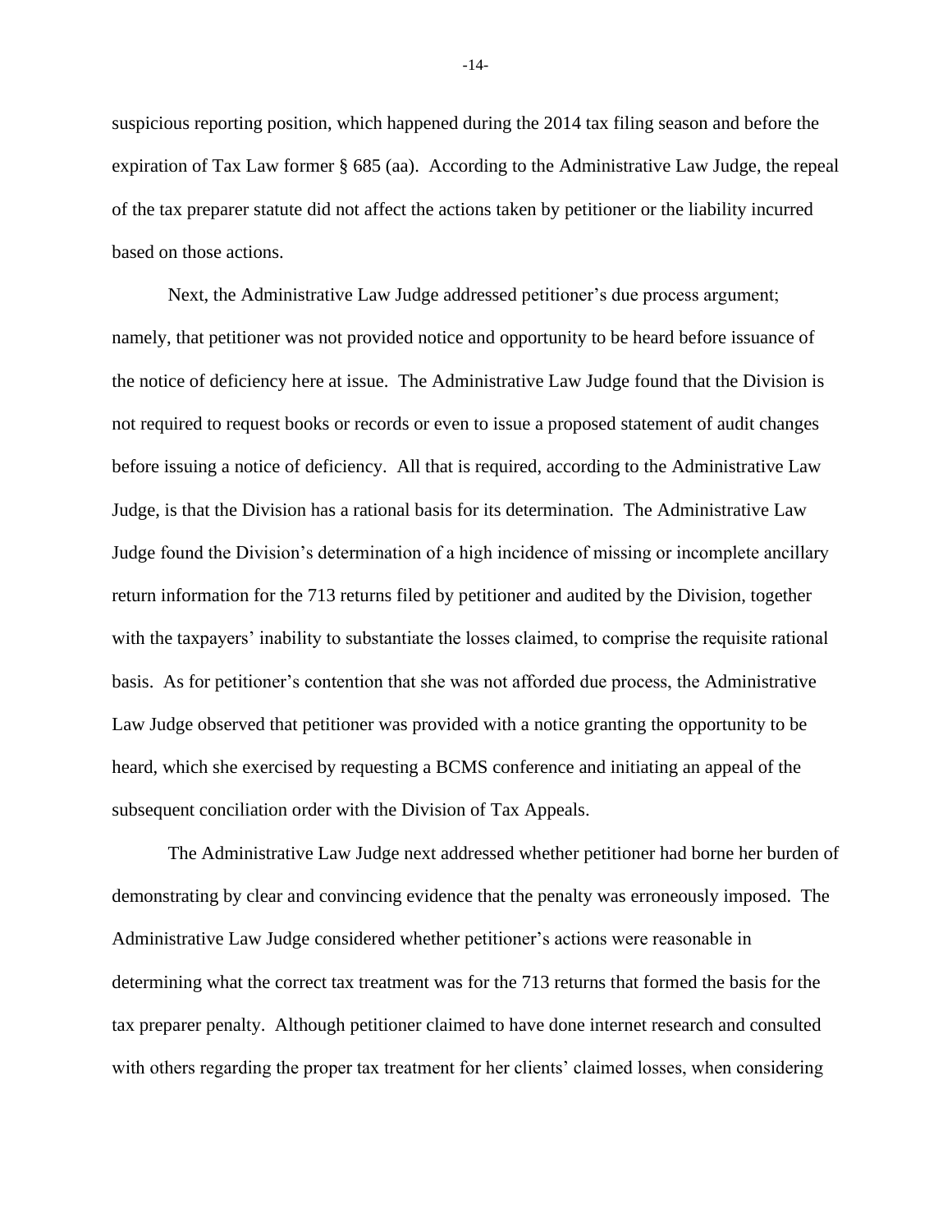suspicious reporting position, which happened during the 2014 tax filing season and before the expiration of Tax Law former § 685 (aa). According to the Administrative Law Judge, the repeal of the tax preparer statute did not affect the actions taken by petitioner or the liability incurred based on those actions.

Next, the Administrative Law Judge addressed petitioner's due process argument; namely, that petitioner was not provided notice and opportunity to be heard before issuance of the notice of deficiency here at issue. The Administrative Law Judge found that the Division is not required to request books or records or even to issue a proposed statement of audit changes before issuing a notice of deficiency. All that is required, according to the Administrative Law Judge, is that the Division has a rational basis for its determination. The Administrative Law Judge found the Division's determination of a high incidence of missing or incomplete ancillary return information for the 713 returns filed by petitioner and audited by the Division, together with the taxpayers' inability to substantiate the losses claimed, to comprise the requisite rational basis. As for petitioner's contention that she was not afforded due process, the Administrative Law Judge observed that petitioner was provided with a notice granting the opportunity to be heard, which she exercised by requesting a BCMS conference and initiating an appeal of the subsequent conciliation order with the Division of Tax Appeals.

The Administrative Law Judge next addressed whether petitioner had borne her burden of demonstrating by clear and convincing evidence that the penalty was erroneously imposed. The Administrative Law Judge considered whether petitioner's actions were reasonable in determining what the correct tax treatment was for the 713 returns that formed the basis for the tax preparer penalty. Although petitioner claimed to have done internet research and consulted with others regarding the proper tax treatment for her clients' claimed losses, when considering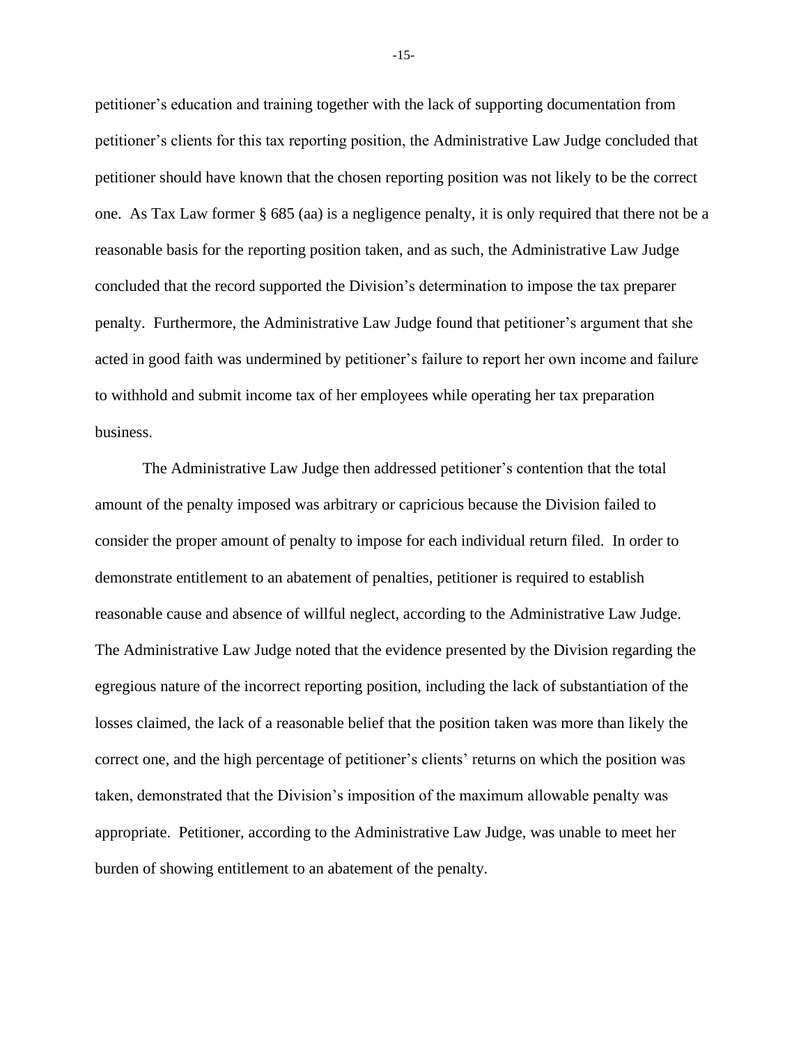petitioner's education and training together with the lack of supporting documentation from petitioner's clients for this tax reporting position, the Administrative Law Judge concluded that petitioner should have known that the chosen reporting position was not likely to be the correct one. As Tax Law former § 685 (aa) is a negligence penalty, it is only required that there not be a reasonable basis for the reporting position taken, and as such, the Administrative Law Judge concluded that the record supported the Division's determination to impose the tax preparer penalty. Furthermore, the Administrative Law Judge found that petitioner's argument that she acted in good faith was undermined by petitioner's failure to report her own income and failure to withhold and submit income tax of her employees while operating her tax preparation business.

The Administrative Law Judge then addressed petitioner's contention that the total amount of the penalty imposed was arbitrary or capricious because the Division failed to consider the proper amount of penalty to impose for each individual return filed. In order to demonstrate entitlement to an abatement of penalties, petitioner is required to establish reasonable cause and absence of willful neglect, according to the Administrative Law Judge. The Administrative Law Judge noted that the evidence presented by the Division regarding the egregious nature of the incorrect reporting position, including the lack of substantiation of the losses claimed, the lack of a reasonable belief that the position taken was more than likely the correct one, and the high percentage of petitioner's clients' returns on which the position was taken, demonstrated that the Division's imposition of the maximum allowable penalty was appropriate. Petitioner, according to the Administrative Law Judge, was unable to meet her burden of showing entitlement to an abatement of the penalty.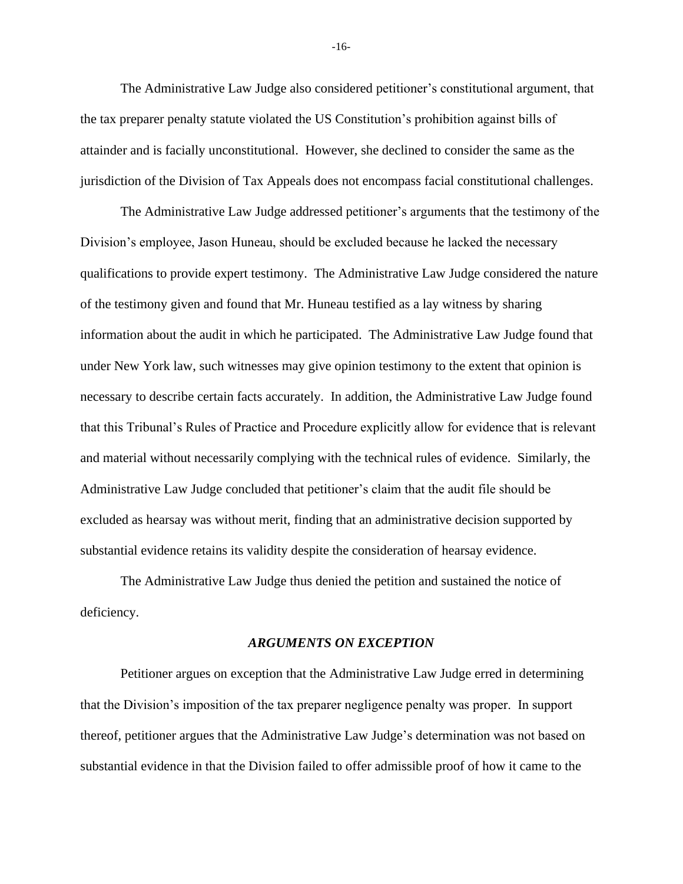The Administrative Law Judge also considered petitioner's constitutional argument, that the tax preparer penalty statute violated the US Constitution's prohibition against bills of attainder and is facially unconstitutional. However, she declined to consider the same as the jurisdiction of the Division of Tax Appeals does not encompass facial constitutional challenges.

The Administrative Law Judge addressed petitioner's arguments that the testimony of the Division's employee, Jason Huneau, should be excluded because he lacked the necessary qualifications to provide expert testimony. The Administrative Law Judge considered the nature of the testimony given and found that Mr. Huneau testified as a lay witness by sharing information about the audit in which he participated. The Administrative Law Judge found that under New York law, such witnesses may give opinion testimony to the extent that opinion is necessary to describe certain facts accurately. In addition, the Administrative Law Judge found that this Tribunal's Rules of Practice and Procedure explicitly allow for evidence that is relevant and material without necessarily complying with the technical rules of evidence. Similarly, the Administrative Law Judge concluded that petitioner's claim that the audit file should be excluded as hearsay was without merit, finding that an administrative decision supported by substantial evidence retains its validity despite the consideration of hearsay evidence.

The Administrative Law Judge thus denied the petition and sustained the notice of deficiency.

### *ARGUMENTS ON EXCEPTION*

Petitioner argues on exception that the Administrative Law Judge erred in determining that the Division's imposition of the tax preparer negligence penalty was proper. In support thereof, petitioner argues that the Administrative Law Judge's determination was not based on substantial evidence in that the Division failed to offer admissible proof of how it came to the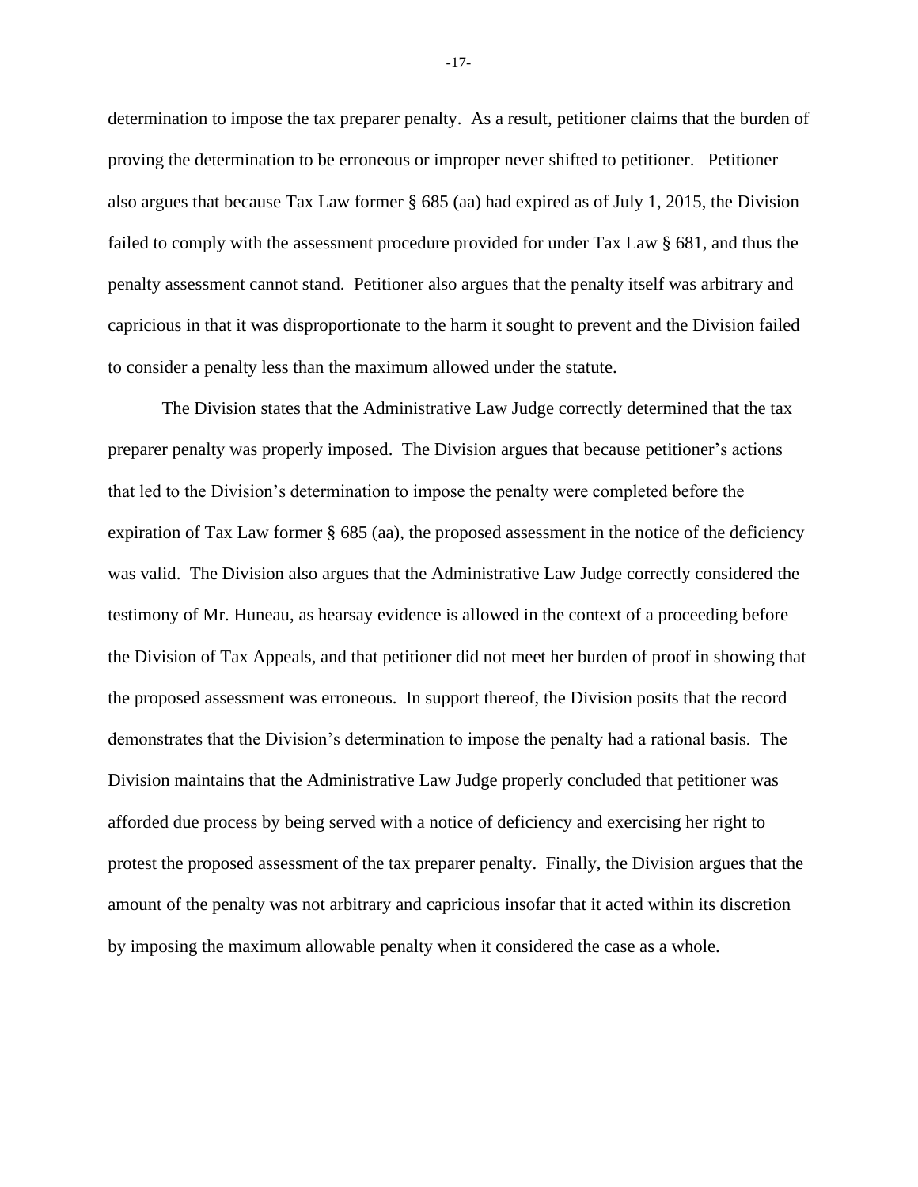determination to impose the tax preparer penalty. As a result, petitioner claims that the burden of proving the determination to be erroneous or improper never shifted to petitioner. Petitioner also argues that because Tax Law former § 685 (aa) had expired as of July 1, 2015, the Division failed to comply with the assessment procedure provided for under Tax Law § 681, and thus the penalty assessment cannot stand. Petitioner also argues that the penalty itself was arbitrary and capricious in that it was disproportionate to the harm it sought to prevent and the Division failed to consider a penalty less than the maximum allowed under the statute.

The Division states that the Administrative Law Judge correctly determined that the tax preparer penalty was properly imposed. The Division argues that because petitioner's actions that led to the Division's determination to impose the penalty were completed before the expiration of Tax Law former § 685 (aa), the proposed assessment in the notice of the deficiency was valid. The Division also argues that the Administrative Law Judge correctly considered the testimony of Mr. Huneau, as hearsay evidence is allowed in the context of a proceeding before the Division of Tax Appeals, and that petitioner did not meet her burden of proof in showing that the proposed assessment was erroneous. In support thereof, the Division posits that the record demonstrates that the Division's determination to impose the penalty had a rational basis. The Division maintains that the Administrative Law Judge properly concluded that petitioner was afforded due process by being served with a notice of deficiency and exercising her right to protest the proposed assessment of the tax preparer penalty. Finally, the Division argues that the amount of the penalty was not arbitrary and capricious insofar that it acted within its discretion by imposing the maximum allowable penalty when it considered the case as a whole.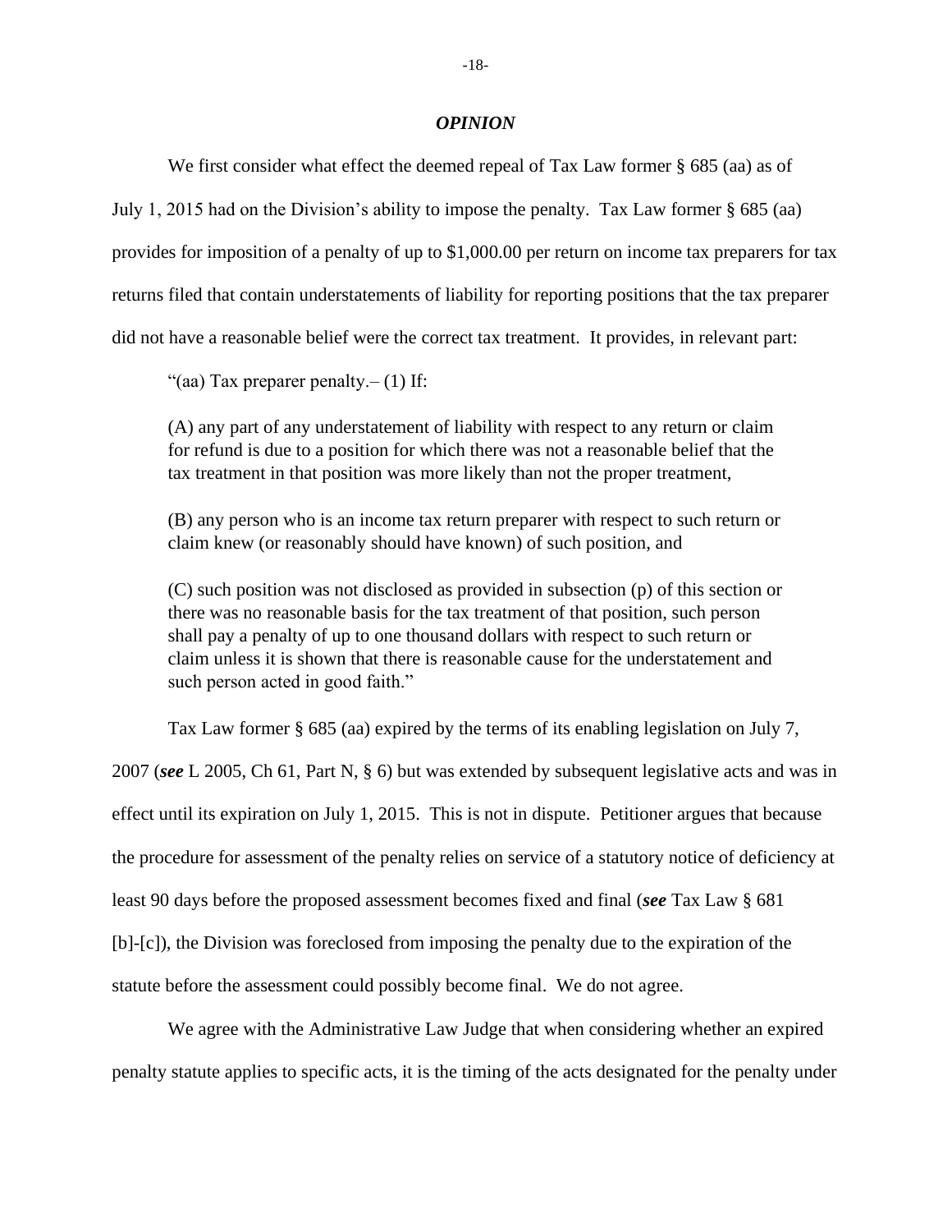## *OPINION*

We first consider what effect the deemed repeal of Tax Law former § 685 (aa) as of July 1, 2015 had on the Division's ability to impose the penalty. Tax Law former § 685 (aa) provides for imposition of a penalty of up to $1,000.00 per return on income tax preparers for tax returns filed that contain understatements of liability for reporting positions that the tax preparer did not have a reasonable belief were the correct tax treatment. It provides, in relevant part:

> "(aa) Tax preparer penalty.– (1) If:
>
> (A) any part of any understatement of liability with respect to any return or claim for refund is due to a position for which there was not a reasonable belief that the tax treatment in that position was more likely than not the proper treatment,
>
> (B) any person who is an income tax return preparer with respect to such return or claim knew (or reasonably should have known) of such position, and
>
> (C) such position was not disclosed as provided in subsection (p) of this section or there was no reasonable basis for the tax treatment of that position, such person shall pay a penalty of up to one thousand dollars with respect to such return or claim unless it is shown that there is reasonable cause for the understatement and such person acted in good faith."

Tax Law former § 685 (aa) expired by the terms of its enabling legislation on July 7, 2007 (***see*** L 2005, Ch 61, Part N, § 6) but was extended by subsequent legislative acts and was in effect until its expiration on July 1, 2015. This is not in dispute. Petitioner argues that because the procedure for assessment of the penalty relies on service of a statutory notice of deficiency at least 90 days before the proposed assessment becomes fixed and final (***see*** Tax Law § 681 [b]-[c]), the Division was foreclosed from imposing the penalty due to the expiration of the statute before the assessment could possibly become final. We do not agree.

We agree with the Administrative Law Judge that when considering whether an expired penalty statute applies to specific acts, it is the timing of the acts designated for the penalty under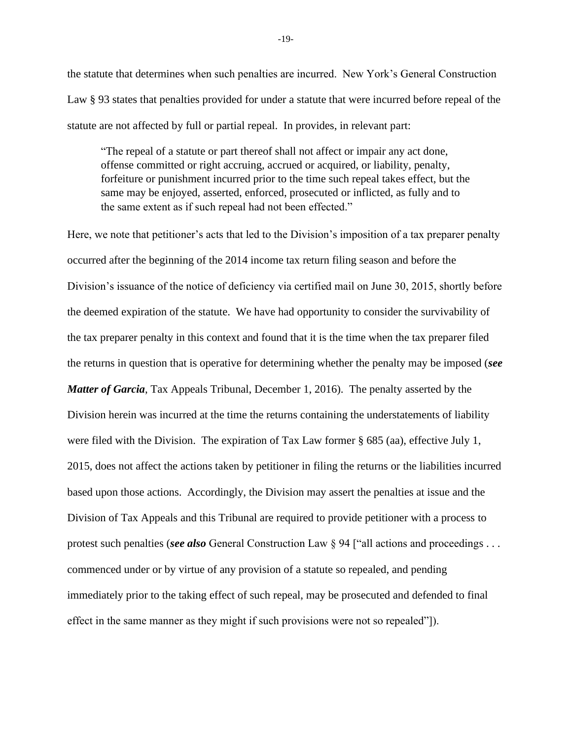the statute that determines when such penalties are incurred. New York's General Construction Law § 93 states that penalties provided for under a statute that were incurred before repeal of the statute are not affected by full or partial repeal. In provides, in relevant part:

> "The repeal of a statute or part thereof shall not affect or impair any act done, offense committed or right accruing, accrued or acquired, or liability, penalty, forfeiture or punishment incurred prior to the time such repeal takes effect, but the same may be enjoyed, asserted, enforced, prosecuted or inflicted, as fully and to the same extent as if such repeal had not been effected."

Here, we note that petitioner's acts that led to the Division's imposition of a tax preparer penalty occurred after the beginning of the 2014 income tax return filing season and before the Division's issuance of the notice of deficiency via certified mail on June 30, 2015, shortly before the deemed expiration of the statute. We have had opportunity to consider the survivability of the tax preparer penalty in this context and found that it is the time when the tax preparer filed the returns in question that is operative for determining whether the penalty may be imposed (***see Matter of Garcia***, Tax Appeals Tribunal, December 1, 2016). The penalty asserted by the Division herein was incurred at the time the returns containing the understatements of liability were filed with the Division. The expiration of Tax Law former § 685 (aa), effective July 1, 2015, does not affect the actions taken by petitioner in filing the returns or the liabilities incurred based upon those actions. Accordingly, the Division may assert the penalties at issue and the Division of Tax Appeals and this Tribunal are required to provide petitioner with a process to protest such penalties (***see also*** General Construction Law § 94 ["all actions and proceedings . . . commenced under or by virtue of any provision of a statute so repealed, and pending immediately prior to the taking effect of such repeal, may be prosecuted and defended to final effect in the same manner as they might if such provisions were not so repealed"]).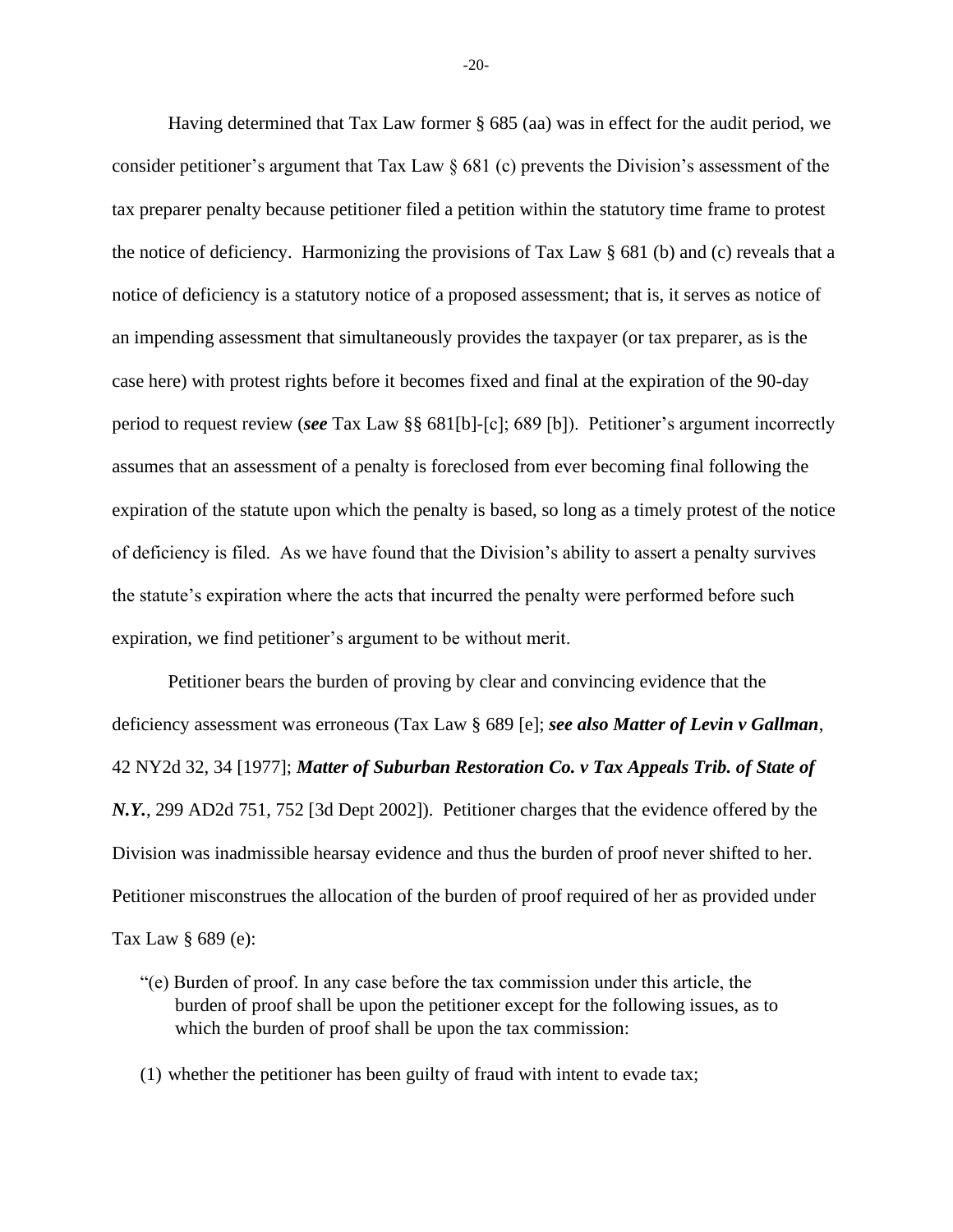Having determined that Tax Law former § 685 (aa) was in effect for the audit period, we consider petitioner's argument that Tax Law § 681 (c) prevents the Division's assessment of the tax preparer penalty because petitioner filed a petition within the statutory time frame to protest the notice of deficiency. Harmonizing the provisions of Tax Law § 681 (b) and (c) reveals that a notice of deficiency is a statutory notice of a proposed assessment; that is, it serves as notice of an impending assessment that simultaneously provides the taxpayer (or tax preparer, as is the case here) with protest rights before it becomes fixed and final at the expiration of the 90-day period to request review (***see*** Tax Law §§ 681[b]-[c]; 689 [b]). Petitioner's argument incorrectly assumes that an assessment of a penalty is foreclosed from ever becoming final following the expiration of the statute upon which the penalty is based, so long as a timely protest of the notice of deficiency is filed. As we have found that the Division's ability to assert a penalty survives the statute's expiration where the acts that incurred the penalty were performed before such expiration, we find petitioner's argument to be without merit.

Petitioner bears the burden of proving by clear and convincing evidence that the deficiency assessment was erroneous (Tax Law § 689 [e]; ***see also Matter of Levin v Gallman***, 42 NY2d 32, 34 [1977]; ***Matter of Suburban Restoration Co. v Tax Appeals Trib. of State of N.Y.***, 299 AD2d 751, 752 [3d Dept 2002]). Petitioner charges that the evidence offered by the Division was inadmissible hearsay evidence and thus the burden of proof never shifted to her. Petitioner misconstrues the allocation of the burden of proof required of her as provided under Tax Law § 689 (e):

> "(e) Burden of proof. In any case before the tax commission under this article, the burden of proof shall be upon the petitioner except for the following issues, as to which the burden of proof shall be upon the tax commission:
>
> (1) whether the petitioner has been guilty of fraud with intent to evade tax;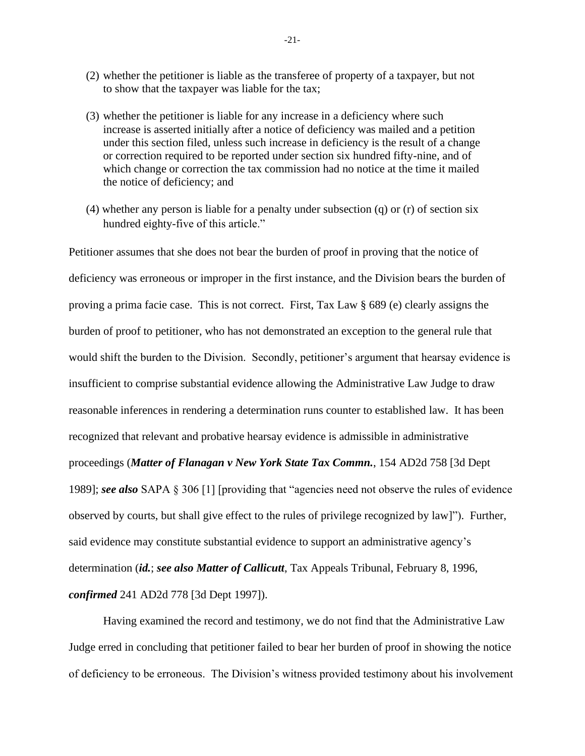(2) whether the petitioner is liable as the transferee of property of a taxpayer, but not to show that the taxpayer was liable for the tax;

(3) whether the petitioner is liable for any increase in a deficiency where such increase is asserted initially after a notice of deficiency was mailed and a petition under this section filed, unless such increase in deficiency is the result of a change or correction required to be reported under section six hundred fifty-nine, and of which change or correction the tax commission had no notice at the time it mailed the notice of deficiency; and

(4) whether any person is liable for a penalty under subsection (q) or (r) of section six hundred eighty-five of this article."

Petitioner assumes that she does not bear the burden of proof in proving that the notice of deficiency was erroneous or improper in the first instance, and the Division bears the burden of proving a prima facie case. This is not correct. First, Tax Law § 689 (e) clearly assigns the burden of proof to petitioner, who has not demonstrated an exception to the general rule that would shift the burden to the Division. Secondly, petitioner's argument that hearsay evidence is insufficient to comprise substantial evidence allowing the Administrative Law Judge to draw reasonable inferences in rendering a determination runs counter to established law. It has been recognized that relevant and probative hearsay evidence is admissible in administrative proceedings (***Matter of Flanagan v New York State Tax Commn.***, 154 AD2d 758 [3d Dept 1989]; ***see also*** SAPA § 306 [1] [providing that "agencies need not observe the rules of evidence observed by courts, but shall give effect to the rules of privilege recognized by law]"). Further, said evidence may constitute substantial evidence to support an administrative agency's determination (***id.***; ***see also Matter of Callicutt***, Tax Appeals Tribunal, February 8, 1996, ***confirmed*** 241 AD2d 778 [3d Dept 1997]).

Having examined the record and testimony, we do not find that the Administrative Law Judge erred in concluding that petitioner failed to bear her burden of proof in showing the notice of deficiency to be erroneous. The Division's witness provided testimony about his involvement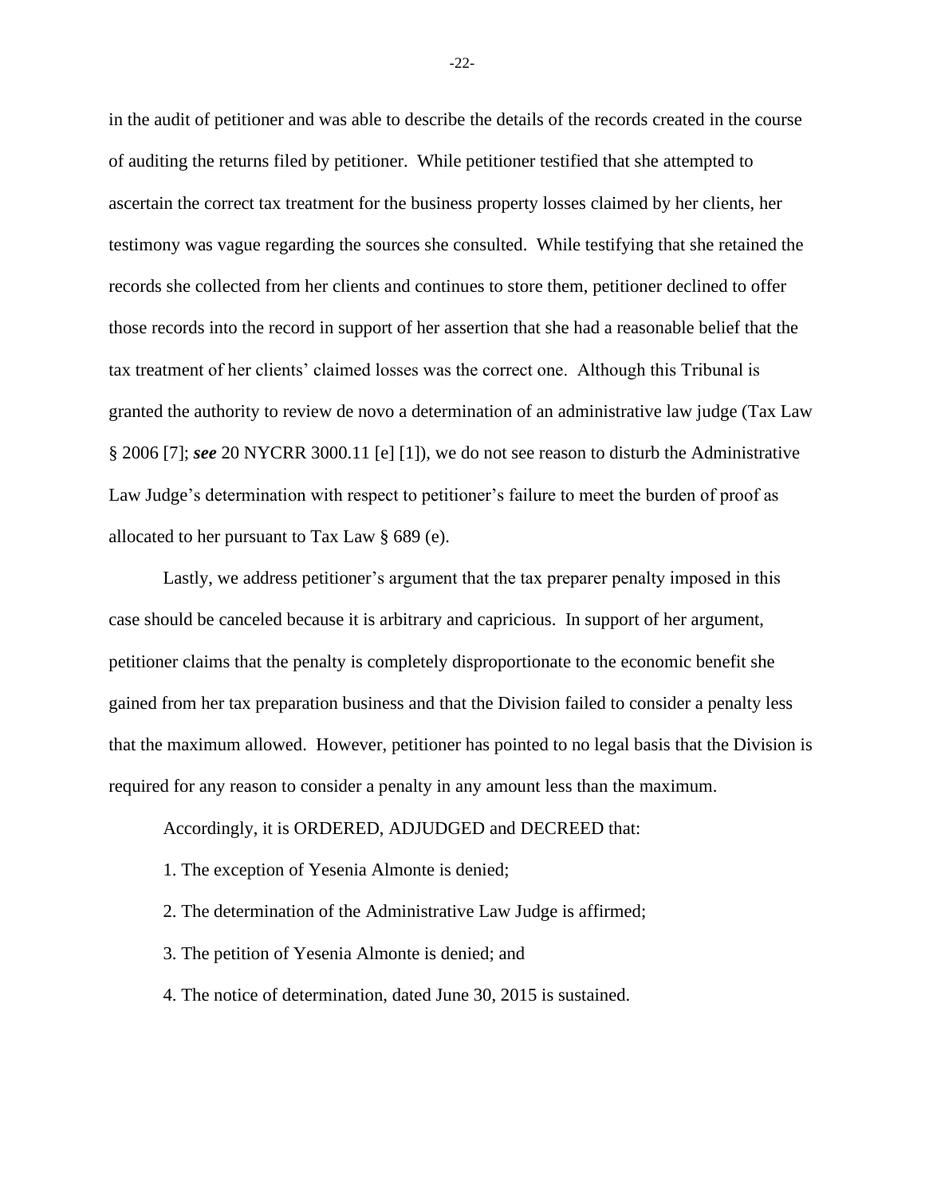in the audit of petitioner and was able to describe the details of the records created in the course of auditing the returns filed by petitioner. While petitioner testified that she attempted to ascertain the correct tax treatment for the business property losses claimed by her clients, her testimony was vague regarding the sources she consulted. While testifying that she retained the records she collected from her clients and continues to store them, petitioner declined to offer those records into the record in support of her assertion that she had a reasonable belief that the tax treatment of her clients' claimed losses was the correct one. Although this Tribunal is granted the authority to review de novo a determination of an administrative law judge (Tax Law § 2006 [7]; ***see*** 20 NYCRR 3000.11 [e] [1]), we do not see reason to disturb the Administrative Law Judge's determination with respect to petitioner's failure to meet the burden of proof as allocated to her pursuant to Tax Law § 689 (e).

Lastly, we address petitioner's argument that the tax preparer penalty imposed in this case should be canceled because it is arbitrary and capricious. In support of her argument, petitioner claims that the penalty is completely disproportionate to the economic benefit she gained from her tax preparation business and that the Division failed to consider a penalty less that the maximum allowed. However, petitioner has pointed to no legal basis that the Division is required for any reason to consider a penalty in any amount less than the maximum.

Accordingly, it is ORDERED, ADJUDGED and DECREED that:

1. The exception of Yesenia Almonte is denied;

2. The determination of the Administrative Law Judge is affirmed;

3. The petition of Yesenia Almonte is denied; and

4. The notice of determination, dated June 30, 2015 is sustained.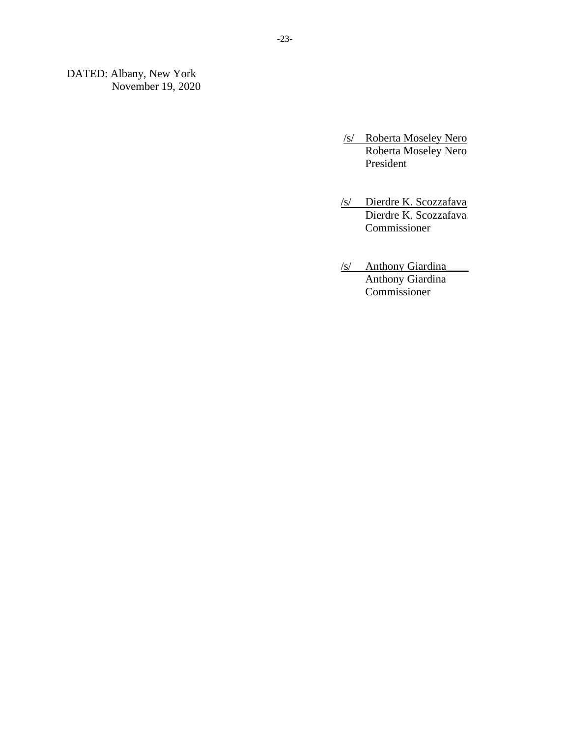DATED: Albany, New York
November 19, 2020

/s/ Roberta Moseley Nero
Roberta Moseley Nero
President

/s/ Dierdre K. Scozzafava
Dierdre K. Scozzafava
Commissioner

/s/ Anthony Giardina____
Anthony Giardina
Commissioner